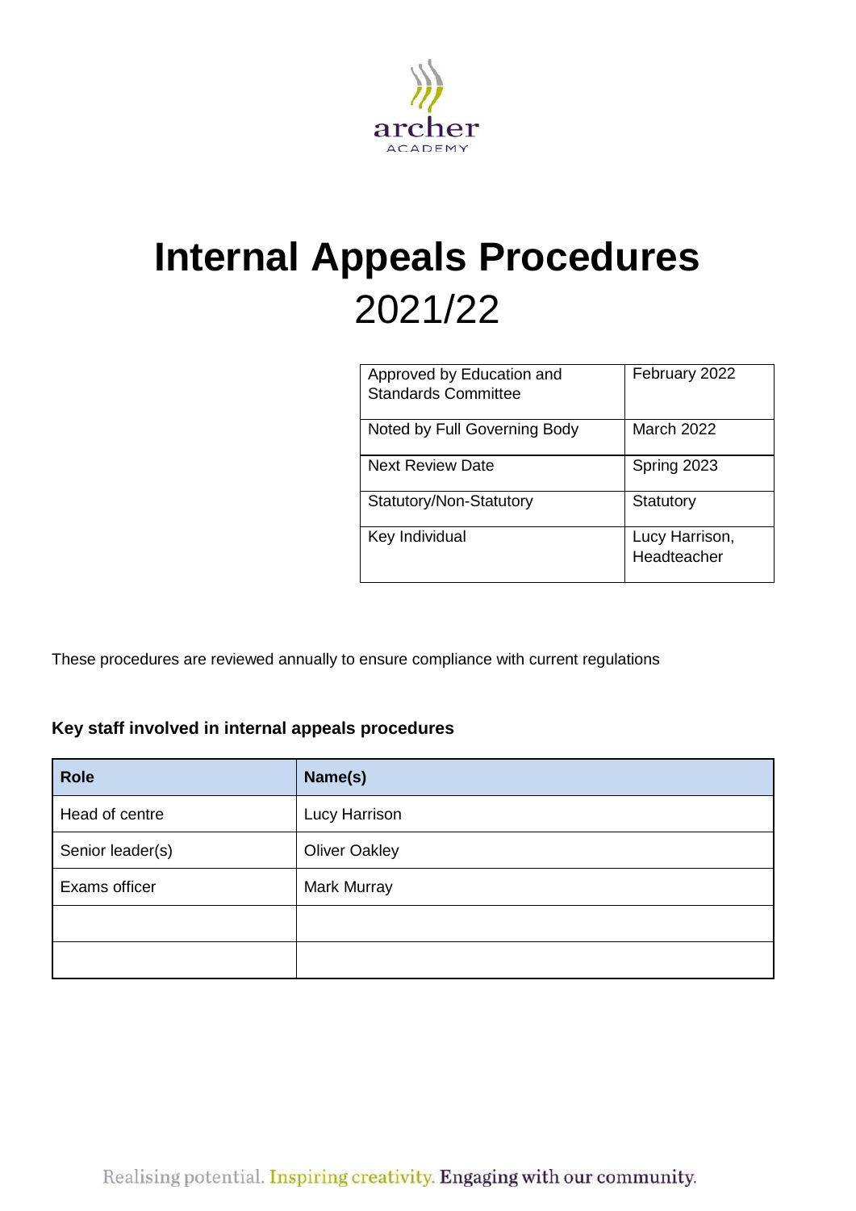archer
ACADEMY

# Internal Appeals Procedures 2021/22

| | |
|---|---|
| Approved by Education and Standards Committee | February 2022 |
| Noted by Full Governing Body | March 2022 |
| Next Review Date | Spring 2023 |
| Statutory/Non-Statutory | Statutory |
| Key Individual | Lucy Harrison, Headteacher |

These procedures are reviewed annually to ensure compliance with current regulations

**Key staff involved in internal appeals procedures**

| Role | Name(s) |
|---|---|
| Head of centre | Lucy Harrison |
| Senior leader(s) | Oliver Oakley |
| Exams officer | Mark Murray |
| | |
| | |

Realising potential. Inspiring creativity. Engaging with our community.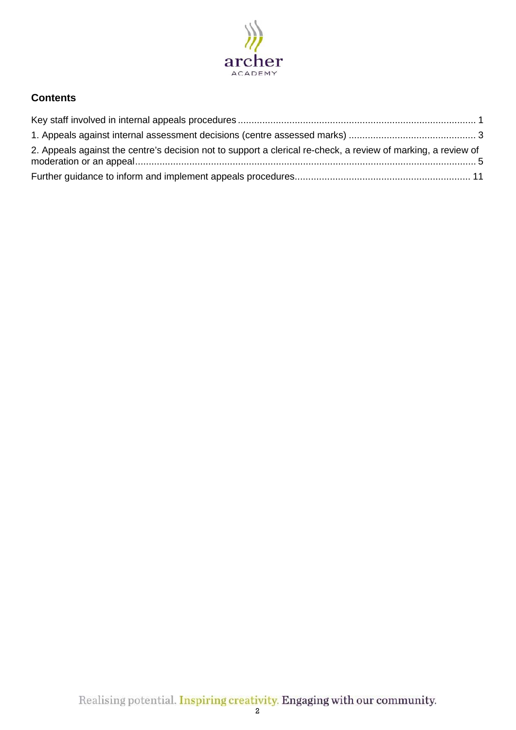## Contents

Key staff involved in internal appeals procedures ........................................................................................ 1

1. Appeals against internal assessment decisions (centre assessed marks) ............................................... 3

2. Appeals against the centre's decision not to support a clerical re-check, a review of marking, a review of moderation or an appeal............................................................................................................................. 5

Further guidance to inform and implement appeals procedures................................................................. 11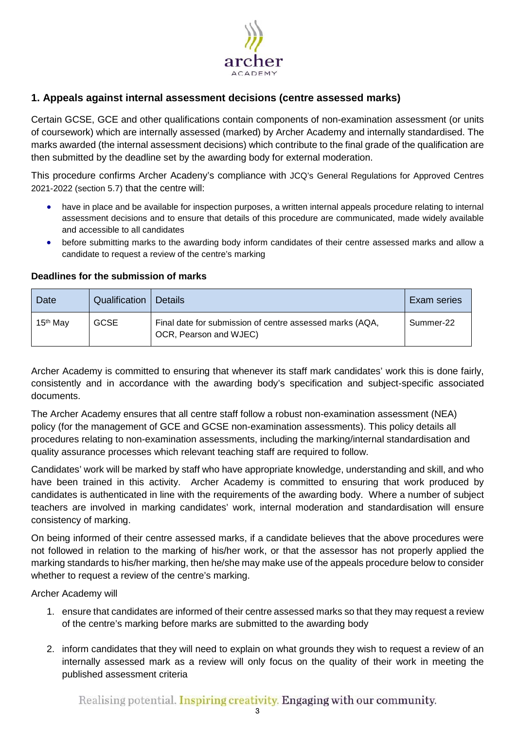## 1. Appeals against internal assessment decisions (centre assessed marks)

Certain GCSE, GCE and other qualifications contain components of non-examination assessment (or units of coursework) which are internally assessed (marked) by Archer Academy and internally standardised. The marks awarded (the internal assessment decisions) which contribute to the final grade of the qualification are then submitted by the deadline set by the awarding body for external moderation.

This procedure confirms Archer Acadeny's compliance with JCQ's General Regulations for Approved Centres 2021-2022 (section 5.7) that the centre will:

- have in place and be available for inspection purposes, a written internal appeals procedure relating to internal assessment decisions and to ensure that details of this procedure are communicated, made widely available and accessible to all candidates
- before submitting marks to the awarding body inform candidates of their centre assessed marks and allow a candidate to request a review of the centre's marking

**Deadlines for the submission of marks**

| Date | Qualification | Details | Exam series |
|---|---|---|---|
| 15th May | GCSE | Final date for submission of centre assessed marks (AQA, OCR, Pearson and WJEC) | Summer-22 |

Archer Academy is committed to ensuring that whenever its staff mark candidates' work this is done fairly, consistently and in accordance with the awarding body's specification and subject-specific associated documents.

The Archer Academy ensures that all centre staff follow a robust non-examination assessment (NEA) policy (for the management of GCE and GCSE non-examination assessments). This policy details all procedures relating to non-examination assessments, including the marking/internal standardisation and quality assurance processes which relevant teaching staff are required to follow.

Candidates' work will be marked by staff who have appropriate knowledge, understanding and skill, and who have been trained in this activity. Archer Academy is committed to ensuring that work produced by candidates is authenticated in line with the requirements of the awarding body. Where a number of subject teachers are involved in marking candidates' work, internal moderation and standardisation will ensure consistency of marking.

On being informed of their centre assessed marks, if a candidate believes that the above procedures were not followed in relation to the marking of his/her work, or that the assessor has not properly applied the marking standards to his/her marking, then he/she may make use of the appeals procedure below to consider whether to request a review of the centre's marking.

Archer Academy will

1. ensure that candidates are informed of their centre assessed marks so that they may request a review of the centre's marking before marks are submitted to the awarding body
2. inform candidates that they will need to explain on what grounds they wish to request a review of an internally assessed mark as a review will only focus on the quality of their work in meeting the published assessment criteria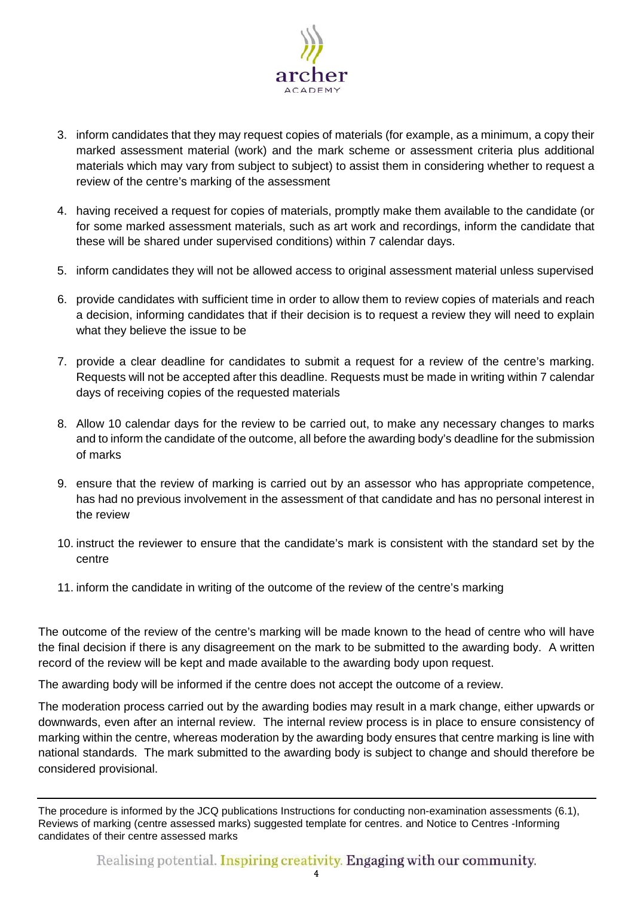3. inform candidates that they may request copies of materials (for example, as a minimum, a copy their marked assessment material (work) and the mark scheme or assessment criteria plus additional materials which may vary from subject to subject) to assist them in considering whether to request a review of the centre's marking of the assessment

4. having received a request for copies of materials, promptly make them available to the candidate (or for some marked assessment materials, such as art work and recordings, inform the candidate that these will be shared under supervised conditions) within 7 calendar days.

5. inform candidates they will not be allowed access to original assessment material unless supervised

6. provide candidates with sufficient time in order to allow them to review copies of materials and reach a decision, informing candidates that if their decision is to request a review they will need to explain what they believe the issue to be

7. provide a clear deadline for candidates to submit a request for a review of the centre's marking. Requests will not be accepted after this deadline. Requests must be made in writing within 7 calendar days of receiving copies of the requested materials

8. Allow 10 calendar days for the review to be carried out, to make any necessary changes to marks and to inform the candidate of the outcome, all before the awarding body's deadline for the submission of marks

9. ensure that the review of marking is carried out by an assessor who has appropriate competence, has had no previous involvement in the assessment of that candidate and has no personal interest in the review

10. instruct the reviewer to ensure that the candidate's mark is consistent with the standard set by the centre

11. inform the candidate in writing of the outcome of the review of the centre's marking

The outcome of the review of the centre's marking will be made known to the head of centre who will have the final decision if there is any disagreement on the mark to be submitted to the awarding body. A written record of the review will be kept and made available to the awarding body upon request.

The awarding body will be informed if the centre does not accept the outcome of a review.

The moderation process carried out by the awarding bodies may result in a mark change, either upwards or downwards, even after an internal review. The internal review process is in place to ensure consistency of marking within the centre, whereas moderation by the awarding body ensures that centre marking is line with national standards. The mark submitted to the awarding body is subject to change and should therefore be considered provisional.

---

The procedure is informed by the JCQ publications Instructions for conducting non-examination assessments (6.1), Reviews of marking (centre assessed marks) suggested template for centres. and Notice to Centres -Informing candidates of their centre assessed marks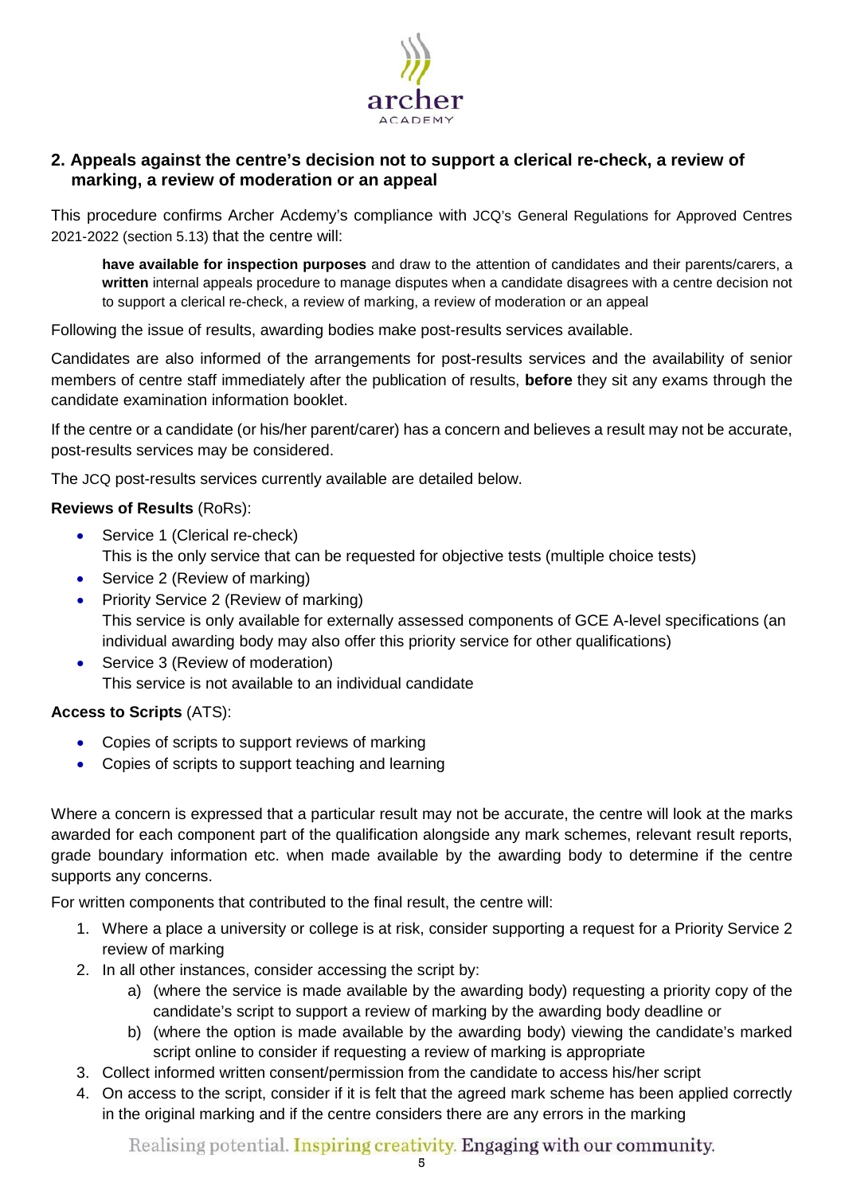## 2. Appeals against the centre's decision not to support a clerical re-check, a review of marking, a review of moderation or an appeal

This procedure confirms Archer Acdemy's compliance with JCQ's General Regulations for Approved Centres 2021-2022 (section 5.13) that the centre will:

> **have available for inspection purposes** and draw to the attention of candidates and their parents/carers, a **written** internal appeals procedure to manage disputes when a candidate disagrees with a centre decision not to support a clerical re-check, a review of marking, a review of moderation or an appeal

Following the issue of results, awarding bodies make post-results services available.

Candidates are also informed of the arrangements for post-results services and the availability of senior members of centre staff immediately after the publication of results, **before** they sit any exams through the candidate examination information booklet.

If the centre or a candidate (or his/her parent/carer) has a concern and believes a result may not be accurate, post-results services may be considered.

The JCQ post-results services currently available are detailed below.

**Reviews of Results** (RoRs):

- Service 1 (Clerical re-check)
  This is the only service that can be requested for objective tests (multiple choice tests)
- Service 2 (Review of marking)
- Priority Service 2 (Review of marking)
  This service is only available for externally assessed components of GCE A-level specifications (an individual awarding body may also offer this priority service for other qualifications)
- Service 3 (Review of moderation)
  This service is not available to an individual candidate

**Access to Scripts** (ATS):

- Copies of scripts to support reviews of marking
- Copies of scripts to support teaching and learning

Where a concern is expressed that a particular result may not be accurate, the centre will look at the marks awarded for each component part of the qualification alongside any mark schemes, relevant result reports, grade boundary information etc. when made available by the awarding body to determine if the centre supports any concerns.

For written components that contributed to the final result, the centre will:

1. Where a place a university or college is at risk, consider supporting a request for a Priority Service 2 review of marking
2. In all other instances, consider accessing the script by:
    a) (where the service is made available by the awarding body) requesting a priority copy of the candidate's script to support a review of marking by the awarding body deadline or
    b) (where the option is made available by the awarding body) viewing the candidate's marked script online to consider if requesting a review of marking is appropriate
3. Collect informed written consent/permission from the candidate to access his/her script
4. On access to the script, consider if it is felt that the agreed mark scheme has been applied correctly in the original marking and if the centre considers there are any errors in the marking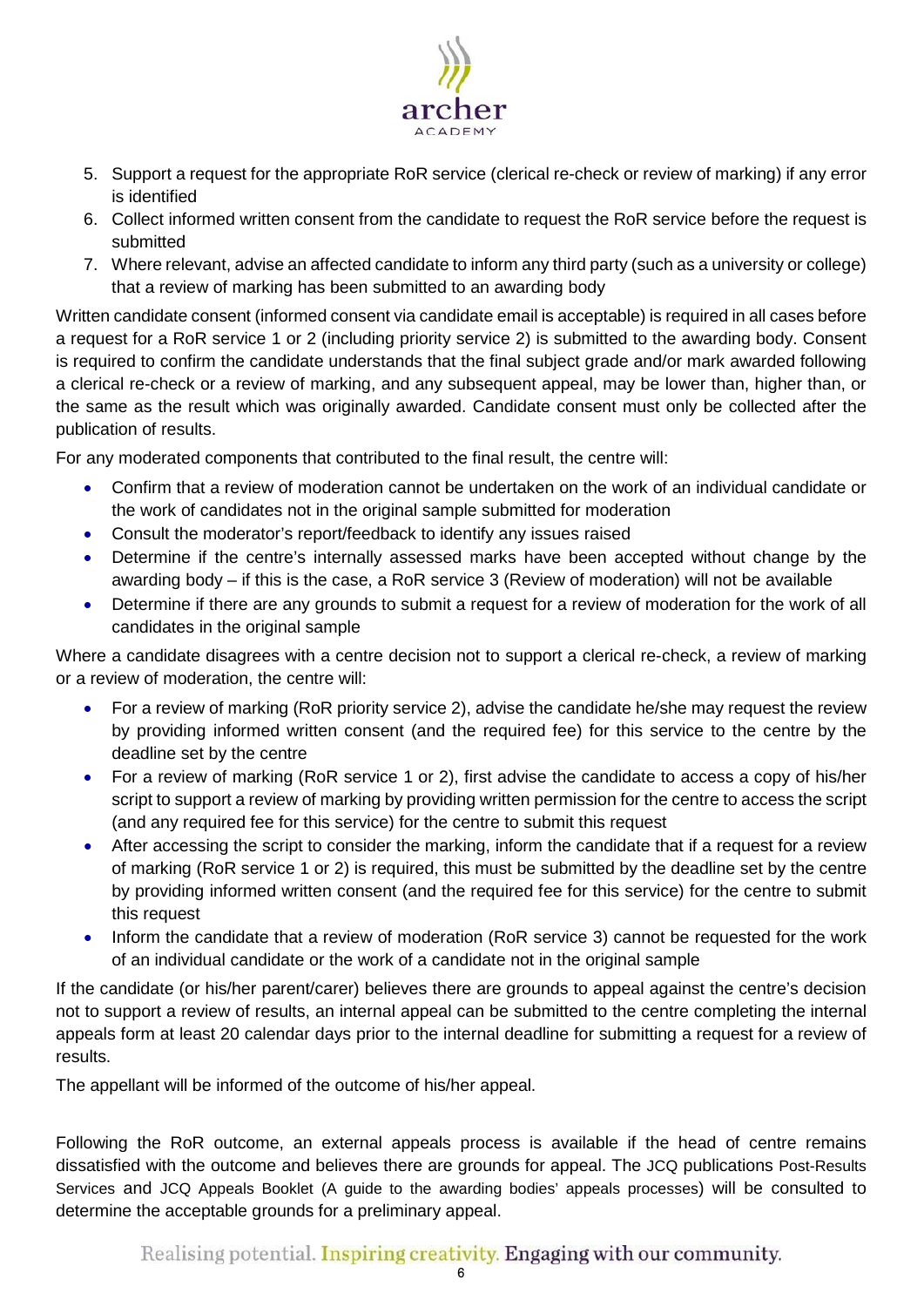5. Support a request for the appropriate RoR service (clerical re-check or review of marking) if any error is identified
6. Collect informed written consent from the candidate to request the RoR service before the request is submitted
7. Where relevant, advise an affected candidate to inform any third party (such as a university or college) that a review of marking has been submitted to an awarding body

Written candidate consent (informed consent via candidate email is acceptable) is required in all cases before a request for a RoR service 1 or 2 (including priority service 2) is submitted to the awarding body. Consent is required to confirm the candidate understands that the final subject grade and/or mark awarded following a clerical re-check or a review of marking, and any subsequent appeal, may be lower than, higher than, or the same as the result which was originally awarded. Candidate consent must only be collected after the publication of results.

For any moderated components that contributed to the final result, the centre will:

- Confirm that a review of moderation cannot be undertaken on the work of an individual candidate or the work of candidates not in the original sample submitted for moderation
- Consult the moderator's report/feedback to identify any issues raised
- Determine if the centre's internally assessed marks have been accepted without change by the awarding body – if this is the case, a RoR service 3 (Review of moderation) will not be available
- Determine if there are any grounds to submit a request for a review of moderation for the work of all candidates in the original sample

Where a candidate disagrees with a centre decision not to support a clerical re-check, a review of marking or a review of moderation, the centre will:

- For a review of marking (RoR priority service 2), advise the candidate he/she may request the review by providing informed written consent (and the required fee) for this service to the centre by the deadline set by the centre
- For a review of marking (RoR service 1 or 2), first advise the candidate to access a copy of his/her script to support a review of marking by providing written permission for the centre to access the script (and any required fee for this service) for the centre to submit this request
- After accessing the script to consider the marking, inform the candidate that if a request for a review of marking (RoR service 1 or 2) is required, this must be submitted by the deadline set by the centre by providing informed written consent (and the required fee for this service) for the centre to submit this request
- Inform the candidate that a review of moderation (RoR service 3) cannot be requested for the work of an individual candidate or the work of a candidate not in the original sample

If the candidate (or his/her parent/carer) believes there are grounds to appeal against the centre's decision not to support a review of results, an internal appeal can be submitted to the centre completing the internal appeals form at least 20 calendar days prior to the internal deadline for submitting a request for a review of results.

The appellant will be informed of the outcome of his/her appeal.

Following the RoR outcome, an external appeals process is available if the head of centre remains dissatisfied with the outcome and believes there are grounds for appeal. The JCQ publications Post-Results Services and JCQ Appeals Booklet (A guide to the awarding bodies' appeals processes) will be consulted to determine the acceptable grounds for a preliminary appeal.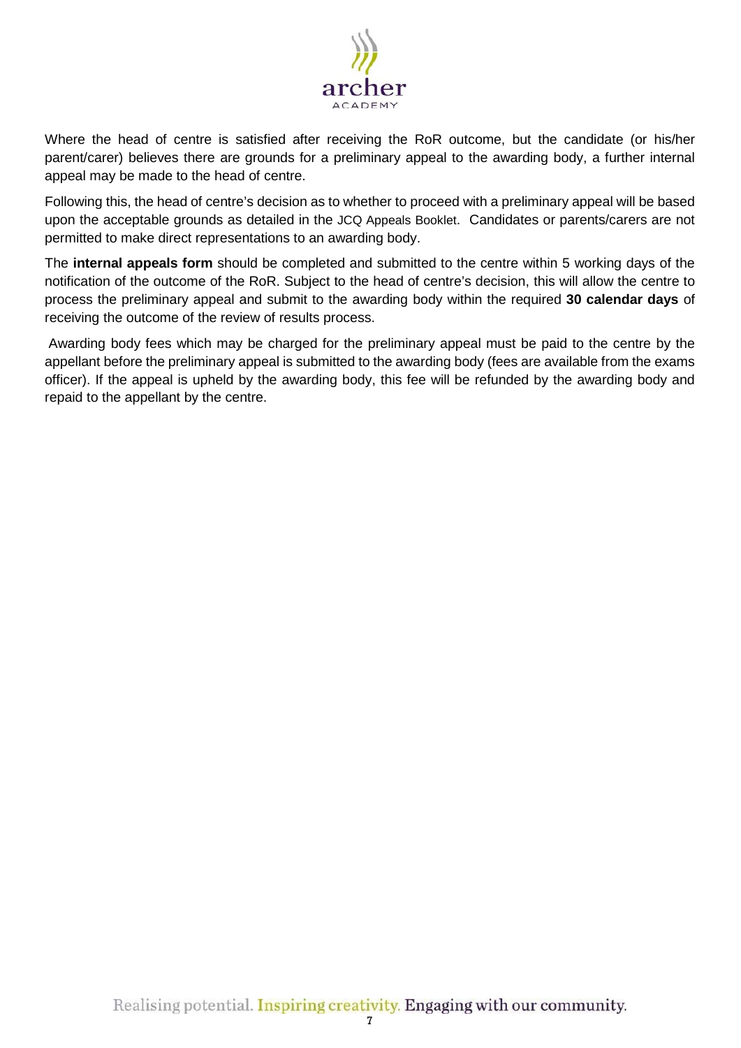Where the head of centre is satisfied after receiving the RoR outcome, but the candidate (or his/her parent/carer) believes there are grounds for a preliminary appeal to the awarding body, a further internal appeal may be made to the head of centre.

Following this, the head of centre's decision as to whether to proceed with a preliminary appeal will be based upon the acceptable grounds as detailed in the JCQ Appeals Booklet. Candidates or parents/carers are not permitted to make direct representations to an awarding body.

The **internal appeals form** should be completed and submitted to the centre within 5 working days of the notification of the outcome of the RoR. Subject to the head of centre's decision, this will allow the centre to process the preliminary appeal and submit to the awarding body within the required **30 calendar days** of receiving the outcome of the review of results process.

Awarding body fees which may be charged for the preliminary appeal must be paid to the centre by the appellant before the preliminary appeal is submitted to the awarding body (fees are available from the exams officer). If the appeal is upheld by the awarding body, this fee will be refunded by the awarding body and repaid to the appellant by the centre.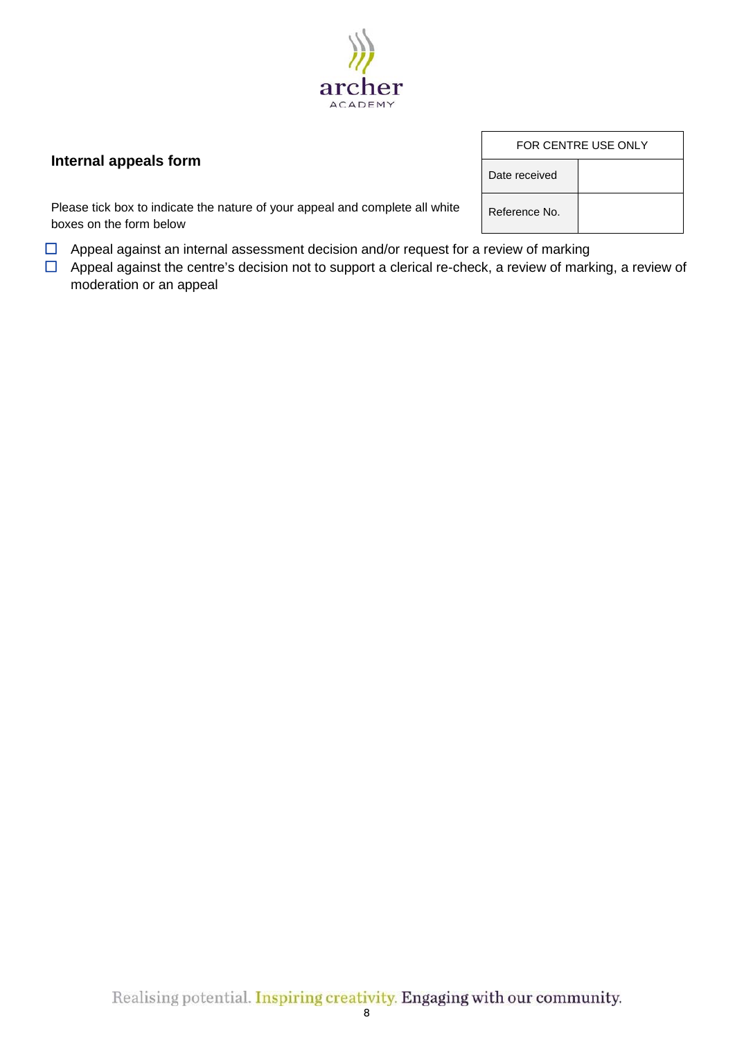archer ACADEMY

## Internal appeals form

| FOR CENTRE USE ONLY | |
|---|---|
| Date received | |
| Reference No. | |

Please tick box to indicate the nature of your appeal and complete all white boxes on the form below

- ☐ Appeal against an internal assessment decision and/or request for a review of marking
- ☐ Appeal against the centre's decision not to support a clerical re-check, a review of marking, a review of moderation or an appeal

Realising potential. Inspiring creativity. Engaging with our community.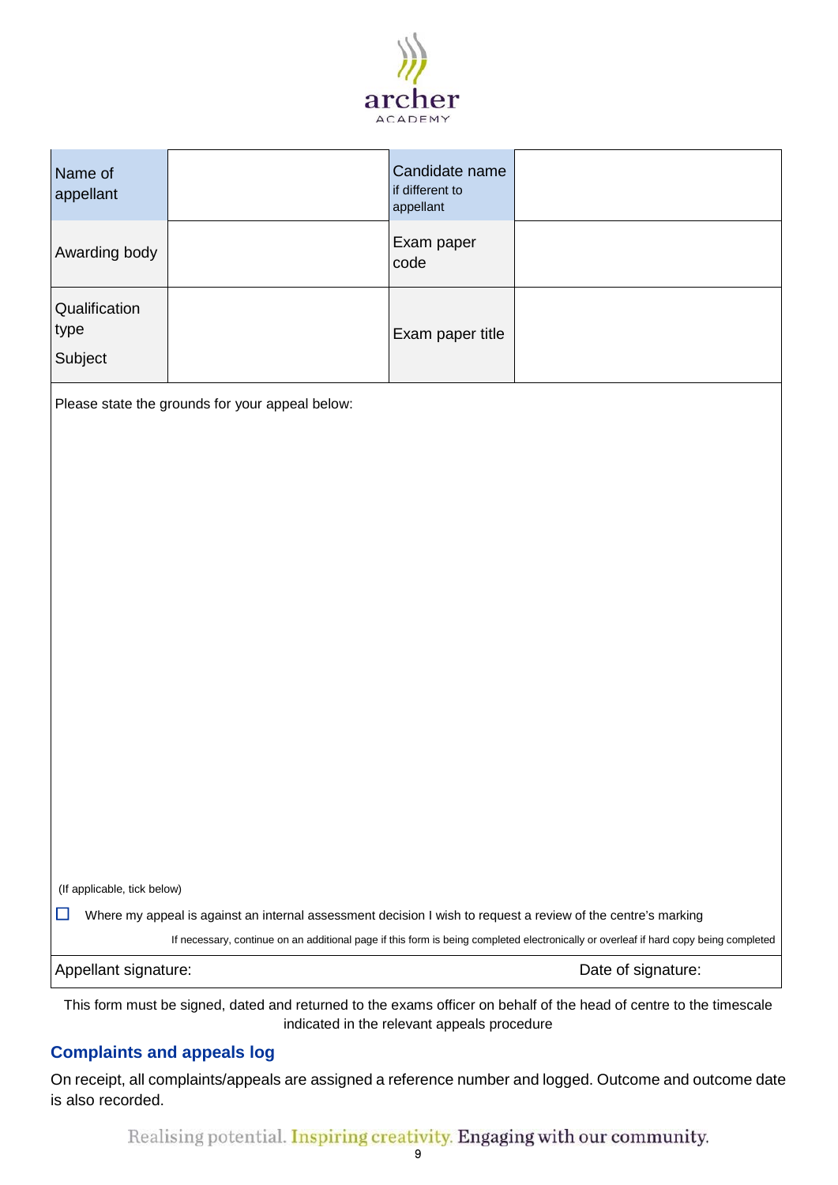| Name of appellant | | Candidate name if different to appellant | |
|---|---|---|---|
| Awarding body | | Exam paper code | |
| Qualification type<br>Subject | | Exam paper title | |

Please state the grounds for your appeal below:

(If applicable, tick below)

☐ Where my appeal is against an internal assessment decision I wish to request a review of the centre's marking

If necessary, continue on an additional page if this form is being completed electronically or overleaf if hard copy being completed

Appellant signature: Date of signature:

This form must be signed, dated and returned to the exams officer on behalf of the head of centre to the timescale indicated in the relevant appeals procedure

## Complaints and appeals log

On receipt, all complaints/appeals are assigned a reference number and logged. Outcome and outcome date is also recorded.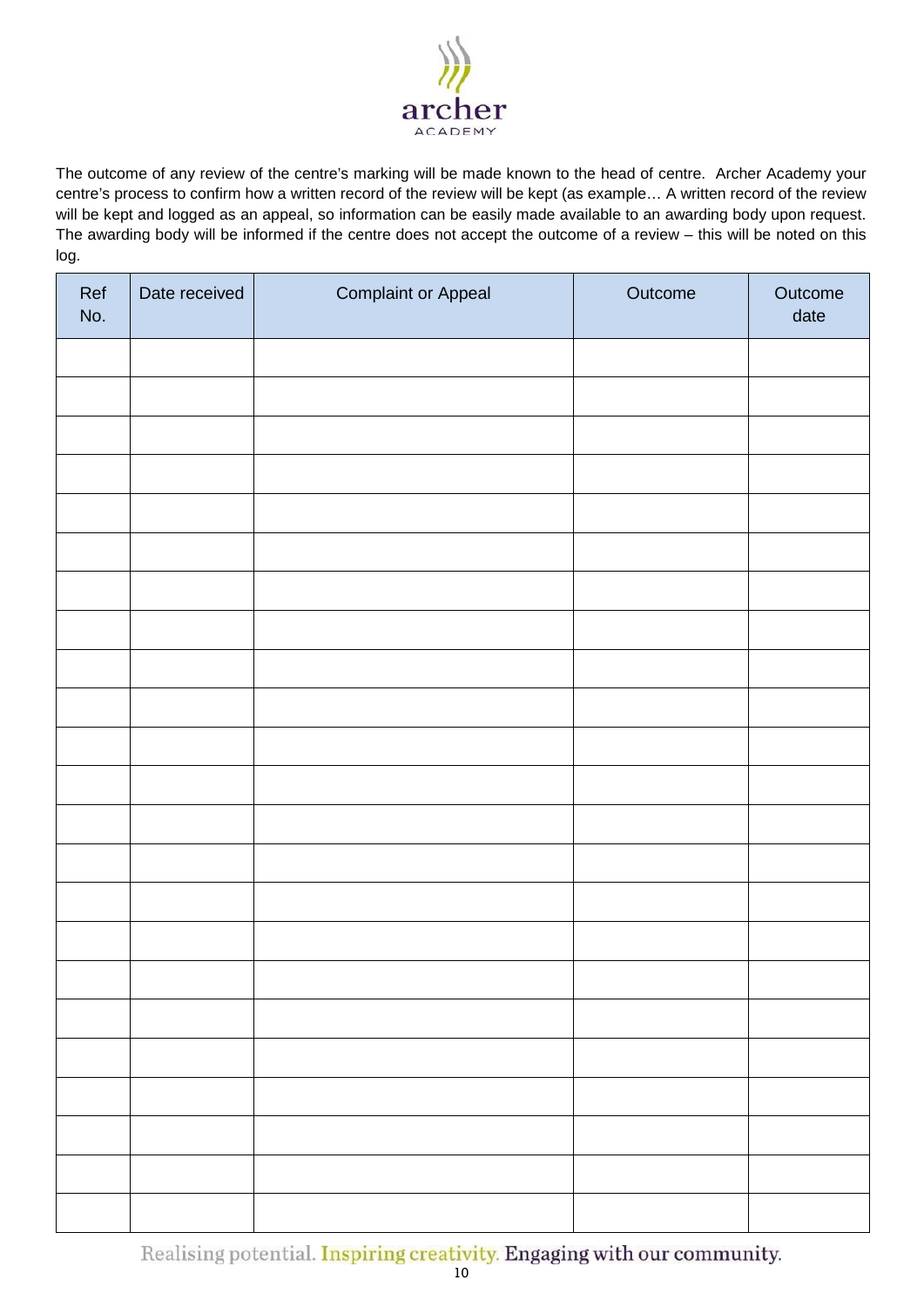The outcome of any review of the centre's marking will be made known to the head of centre. Archer Academy your centre's process to confirm how a written record of the review will be kept (as example… A written record of the review will be kept and logged as an appeal, so information can be easily made available to an awarding body upon request. The awarding body will be informed if the centre does not accept the outcome of a review – this will be noted on this log.

| Ref No. | Date received | Complaint or Appeal | Outcome | Outcome date |
|---|---|---|---|---|
| | | | | |
| | | | | |
| | | | | |
| | | | | |
| | | | | |
| | | | | |
| | | | | |
| | | | | |
| | | | | |
| | | | | |
| | | | | |
| | | | | |
| | | | | |
| | | | | |
| | | | | |
| | | | | |
| | | | | |
| | | | | |
| | | | | |
| | | | | |
| | | | | |
| | | | | |
| | | | | |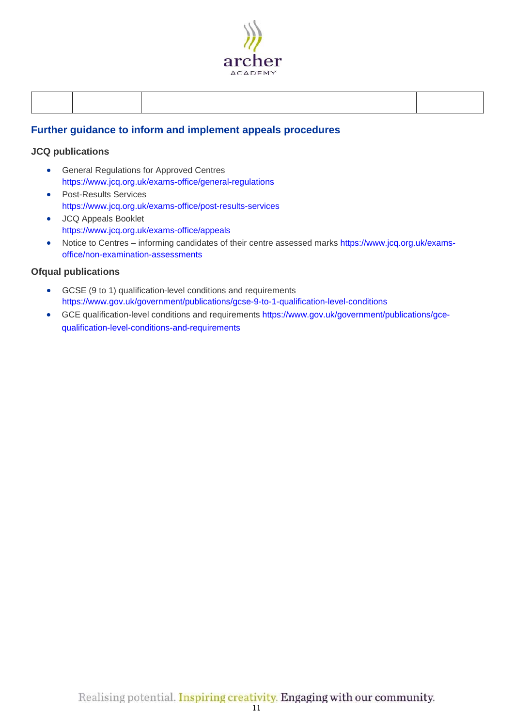| | | | | |
|---|---|---|---|---|
| | | | | |

## Further guidance to inform and implement appeals procedures

### JCQ publications

- General Regulations for Approved Centres
  https://www.jcq.org.uk/exams-office/general-regulations
- Post-Results Services
  https://www.jcq.org.uk/exams-office/post-results-services
- JCQ Appeals Booklet
  https://www.jcq.org.uk/exams-office/appeals
- Notice to Centres – informing candidates of their centre assessed marks https://www.jcq.org.uk/exams-office/non-examination-assessments

### Ofqual publications

- GCSE (9 to 1) qualification-level conditions and requirements
  https://www.gov.uk/government/publications/gcse-9-to-1-qualification-level-conditions
- GCE qualification-level conditions and requirements https://www.gov.uk/government/publications/gce-qualification-level-conditions-and-requirements